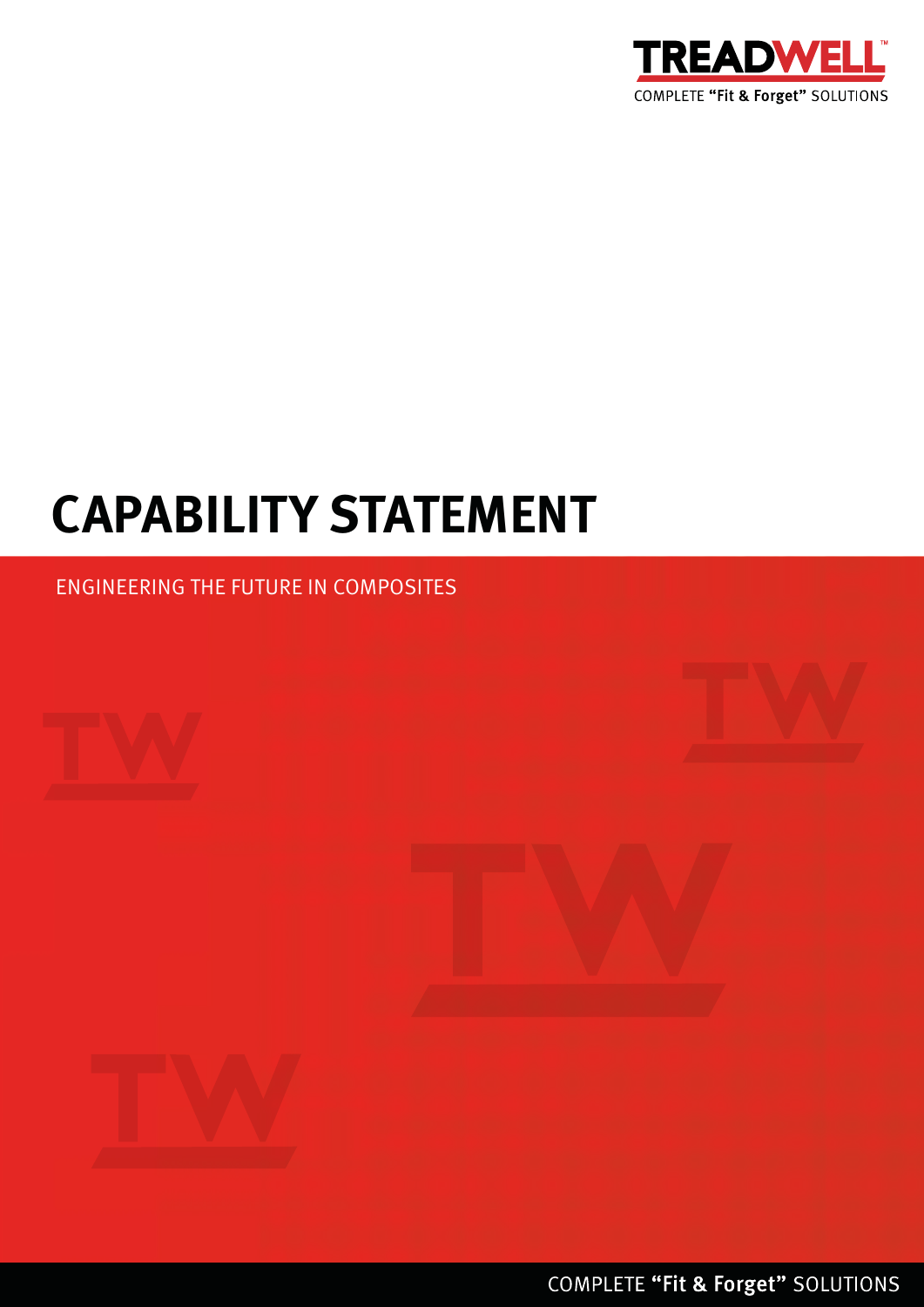TREADWELL™

COMPLETE **"Fit & Forget"** SOLUTIONS

# CAPABILITY STATEMENT

ENGINEERING THE FUTURE IN COMPOSITES

COMPLETE **"Fit & Forget"** SOLUTIONS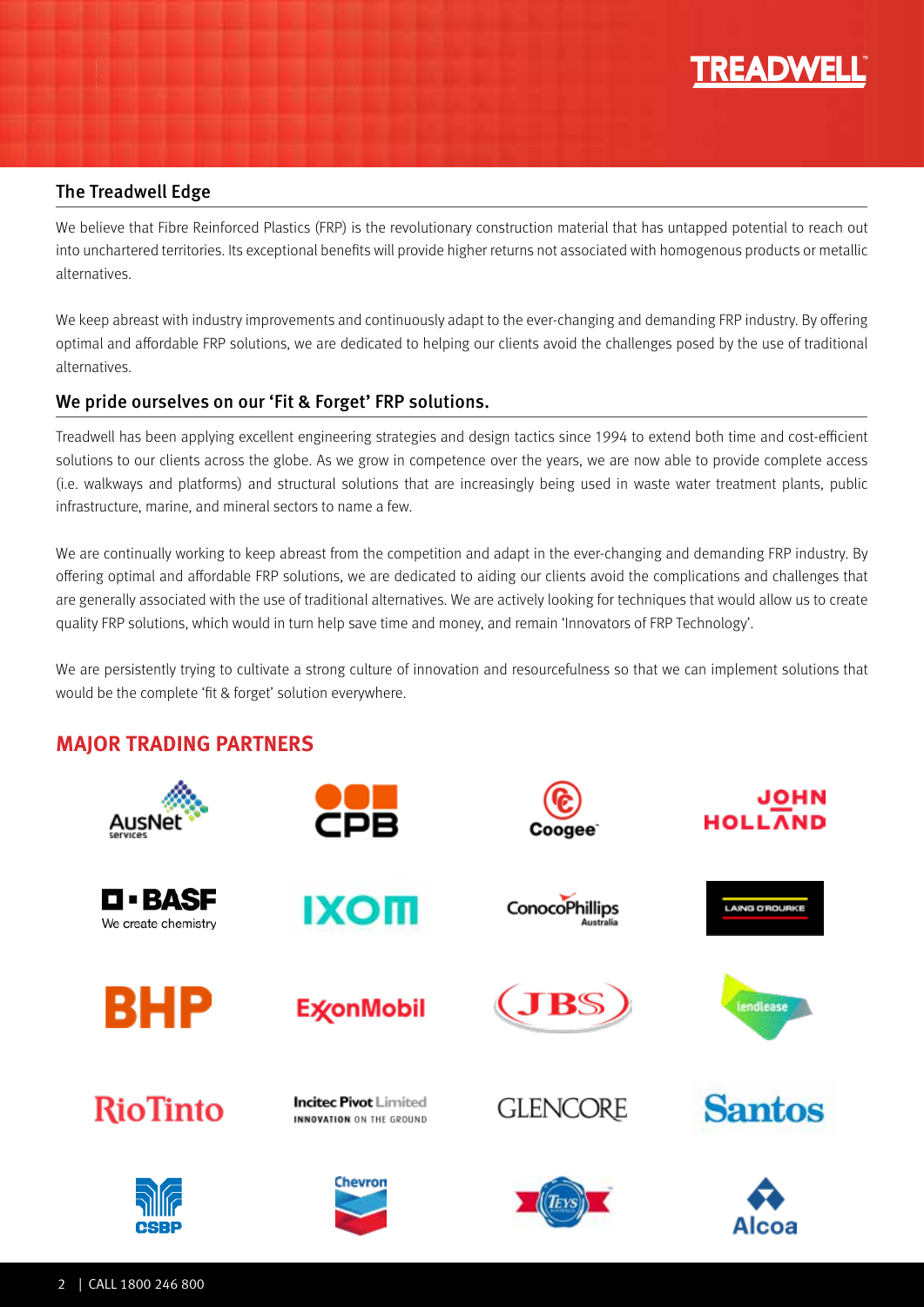## The Treadwell Edge

We believe that Fibre Reinforced Plastics (FRP) is the revolutionary construction material that has untapped potential to reach out into unchartered territories. Its exceptional benefits will provide higher returns not associated with homogenous products or metallic alternatives.

We keep abreast with industry improvements and continuously adapt to the ever-changing and demanding FRP industry. By offering optimal and affordable FRP solutions, we are dedicated to helping our clients avoid the challenges posed by the use of traditional alternatives.

## We pride ourselves on our 'Fit & Forget' FRP solutions.

Treadwell has been applying excellent engineering strategies and design tactics since 1994 to extend both time and cost-efficient solutions to our clients across the globe. As we grow in competence over the years, we are now able to provide complete access (i.e. walkways and platforms) and structural solutions that are increasingly being used in waste water treatment plants, public infrastructure, marine, and mineral sectors to name a few.

We are continually working to keep abreast from the competition and adapt in the ever-changing and demanding FRP industry. By offering optimal and affordable FRP solutions, we are dedicated to aiding our clients avoid the complications and challenges that are generally associated with the use of traditional alternatives. We are actively looking for techniques that would allow us to create quality FRP solutions, which would in turn help save time and money, and remain 'Innovators of FRP Technology'.

We are persistently trying to cultivate a strong culture of innovation and resourcefulness so that we can implement solutions that would be the complete 'fit & forget' solution everywhere.

## MAJOR TRADING PARTNERS

AusNet services, CPB, Coogee, John Holland, BASF We create chemistry, IXOM, ConocoPhillips Australia, Laing O'Rourke, BHP, ExxonMobil, JBS, Lendlease, RioTinto, Incitec Pivot Limited Innovation on the Ground, Glencore, Santos, CSBP, Chevron, Teys Australia, Alcoa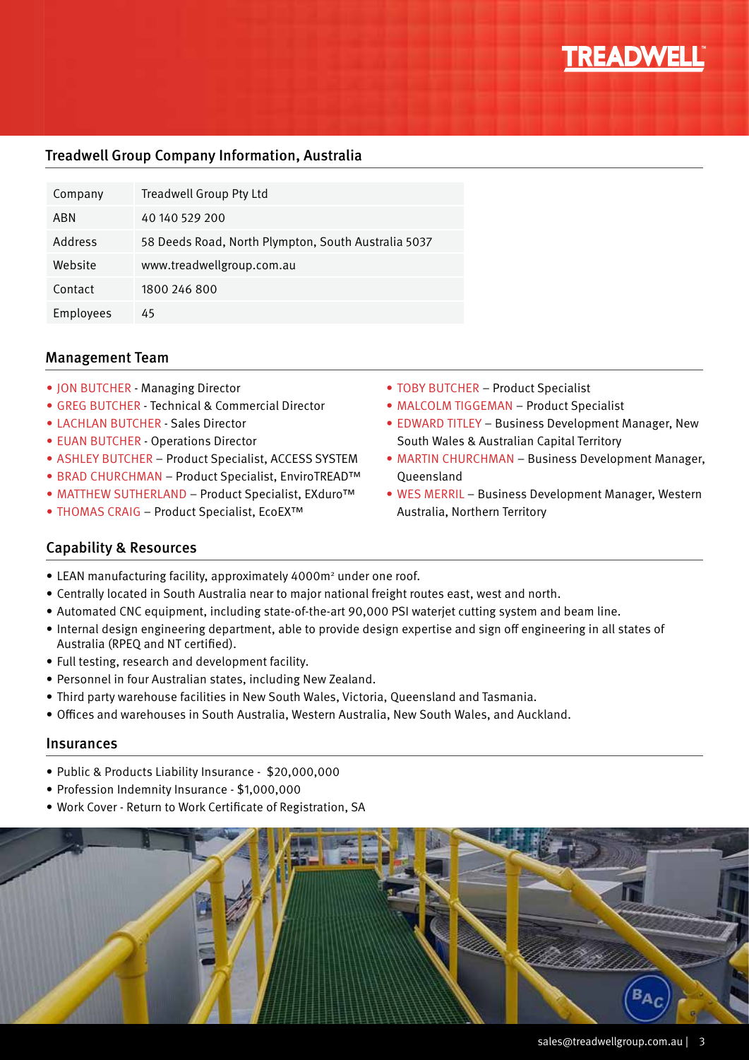## Treadwell Group Company Information, Australia

| Company | Treadwell Group Pty Ltd |
| --- | --- |
| ABN | 40 140 529 200 |
| Address | 58 Deeds Road, North Plympton, South Australia 5037 |
| Website | www.treadwellgroup.com.au |
| Contact | 1800 246 800 |
| Employees | 45 |

## Management Team

- JON BUTCHER - Managing Director
- GREG BUTCHER - Technical & Commercial Director
- LACHLAN BUTCHER - Sales Director
- EUAN BUTCHER - Operations Director
- ASHLEY BUTCHER – Product Specialist, ACCESS SYSTEM
- BRAD CHURCHMAN – Product Specialist, EnviroTREAD™
- MATTHEW SUTHERLAND – Product Specialist, EXduro™
- THOMAS CRAIG – Product Specialist, EcoEX™
- TOBY BUTCHER – Product Specialist
- MALCOLM TIGGEMAN – Product Specialist
- EDWARD TITLEY – Business Development Manager, New South Wales & Australian Capital Territory
- MARTIN CHURCHMAN – Business Development Manager, Queensland
- WES MERRIL – Business Development Manager, Western Australia, Northern Territory

## Capability & Resources

- LEAN manufacturing facility, approximately 4000m² under one roof.
- Centrally located in South Australia near to major national freight routes east, west and north.
- Automated CNC equipment, including state-of-the-art 90,000 PSI waterjet cutting system and beam line.
- Internal design engineering department, able to provide design expertise and sign off engineering in all states of Australia (RPEQ and NT certified).
- Full testing, research and development facility.
- Personnel in four Australian states, including New Zealand.
- Third party warehouse facilities in New South Wales, Victoria, Queensland and Tasmania.
- Offices and warehouses in South Australia, Western Australia, New South Wales, and Auckland.

## Insurances

- Public & Products Liability Insurance - $20,000,000
- Profession Indemnity Insurance - $1,000,000
- Work Cover - Return to Work Certificate of Registration, SA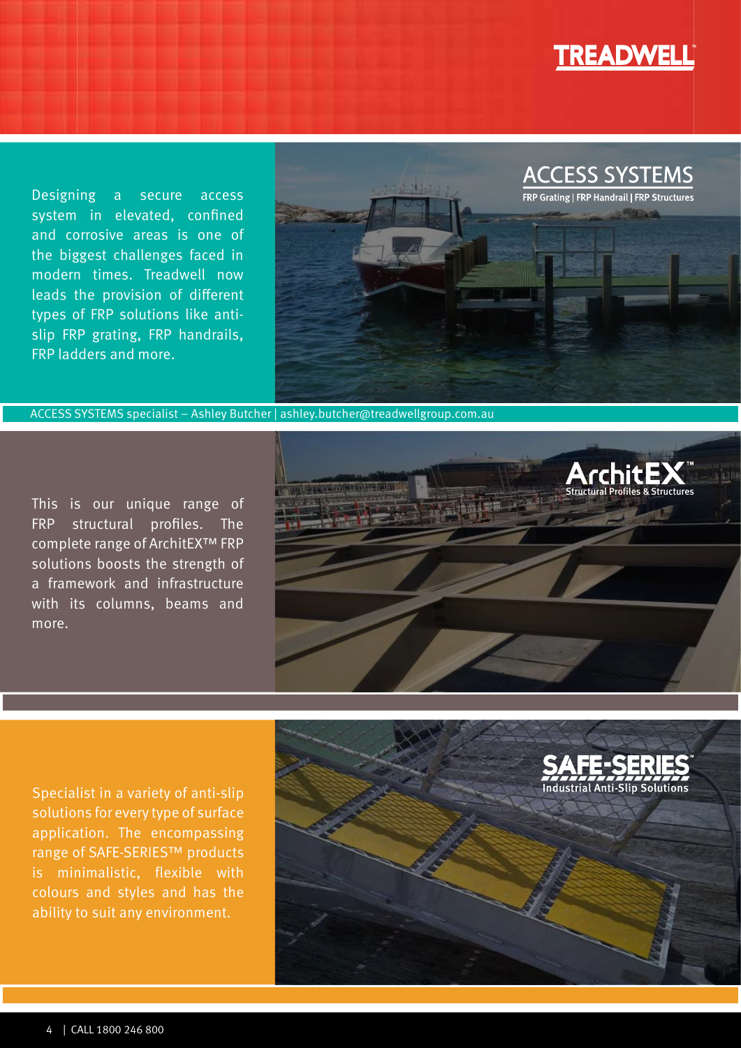## ACCESS SYSTEMS

FRP Grating | FRP Handrail | FRP Structures

Designing a secure access system in elevated, confined and corrosive areas is one of the biggest challenges faced in modern times. Treadwell now leads the provision of different types of FRP solutions like anti-slip FRP grating, FRP handrails, FRP ladders and more.

ACCESS SYSTEMS specialist – Ashley Butcher | ashley.butcher@treadwellgroup.com.au

## ArchitEX™

Structural Profiles & Structures

This is our unique range of FRP structural profiles. The complete range of ArchitEX™ FRP solutions boosts the strength of a framework and infrastructure with its columns, beams and more.

## SAFE-SERIES™

Industrial Anti-Slip Solutions

Specialist in a variety of anti-slip solutions for every type of surface application. The encompassing range of SAFE-SERIES™ products is minimalistic, flexible with colours and styles and has the ability to suit any environment.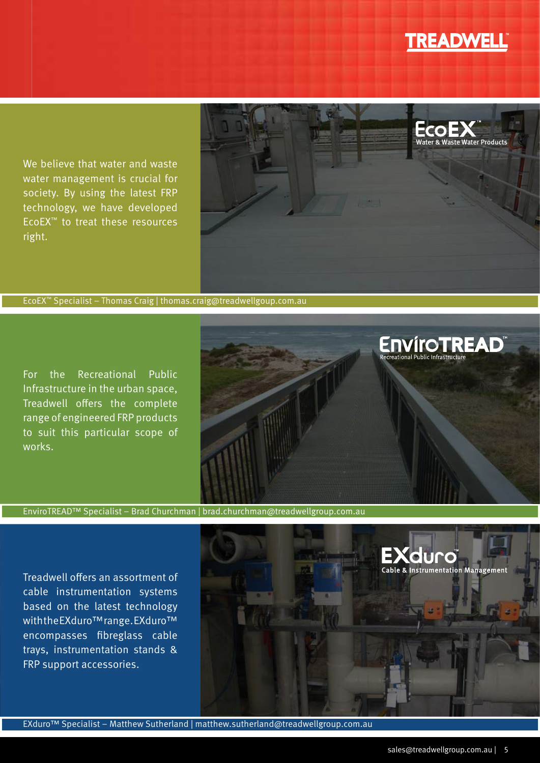## EcoEX™ – Water & Waste Water Products

We believe that water and waste water management is crucial for society. By using the latest FRP technology, we have developed EcoEX™ to treat these resources right.

EcoEX™ Specialist – Thomas Craig | thomas.craig@treadwellgroup.com.au

## EnviroTREAD™ – Recreational Public Infrastructure

For the Recreational Public Infrastructure in the urban space, Treadwell offers the complete range of engineered FRP products to suit this particular scope of works.

EnviroTREAD™ Specialist – Brad Churchman | brad.churchman@treadwellgroup.com.au

## EXduro™ – Cable & Instrumentation Management

Treadwell offers an assortment of cable instrumentation systems based on the latest technology with the EXduro™ range. EXduro™ encompasses fibreglass cable trays, instrumentation stands & FRP support accessories.

EXduro™ Specialist – Matthew Sutherland | matthew.sutherland@treadwellgroup.com.au

sales@treadwellgroup.com.au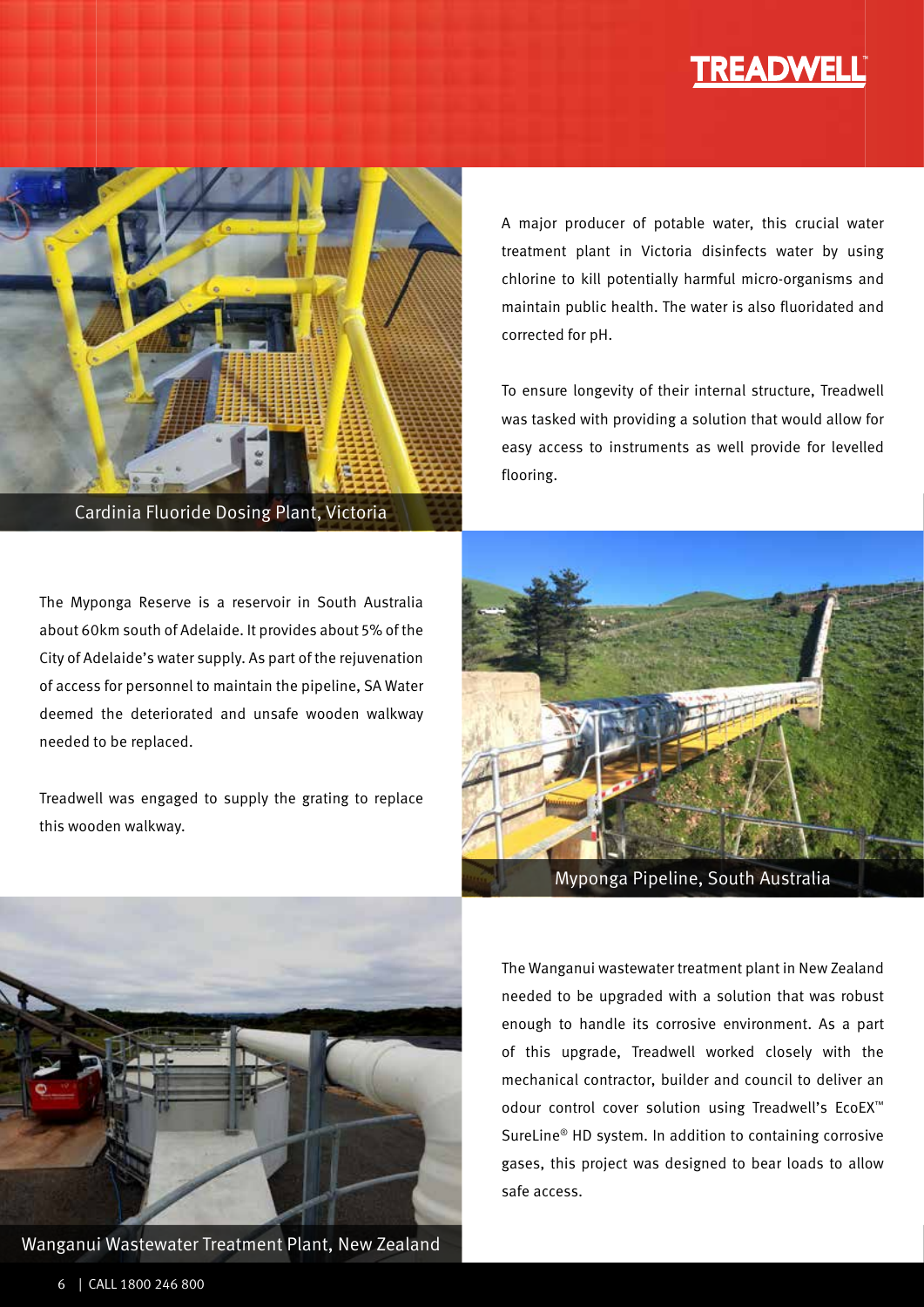Cardinia Fluoride Dosing Plant, Victoria

A major producer of potable water, this crucial water treatment plant in Victoria disinfects water by using chlorine to kill potentially harmful micro-organisms and maintain public health. The water is also fluoridated and corrected for pH.

To ensure longevity of their internal structure, Treadwell was tasked with providing a solution that would allow for easy access to instruments as well provide for levelled flooring.

The Myponga Reserve is a reservoir in South Australia about 60km south of Adelaide. It provides about 5% of the City of Adelaide's water supply. As part of the rejuvenation of access for personnel to maintain the pipeline, SA Water deemed the deteriorated and unsafe wooden walkway needed to be replaced.

Treadwell was engaged to supply the grating to replace this wooden walkway.

Myponga Pipeline, South Australia

Wanganui Wastewater Treatment Plant, New Zealand

The Wanganui wastewater treatment plant in New Zealand needed to be upgraded with a solution that was robust enough to handle its corrosive environment. As a part of this upgrade, Treadwell worked closely with the mechanical contractor, builder and council to deliver an odour control cover solution using Treadwell's EcoEX™ SureLine® HD system. In addition to containing corrosive gases, this project was designed to bear loads to allow safe access.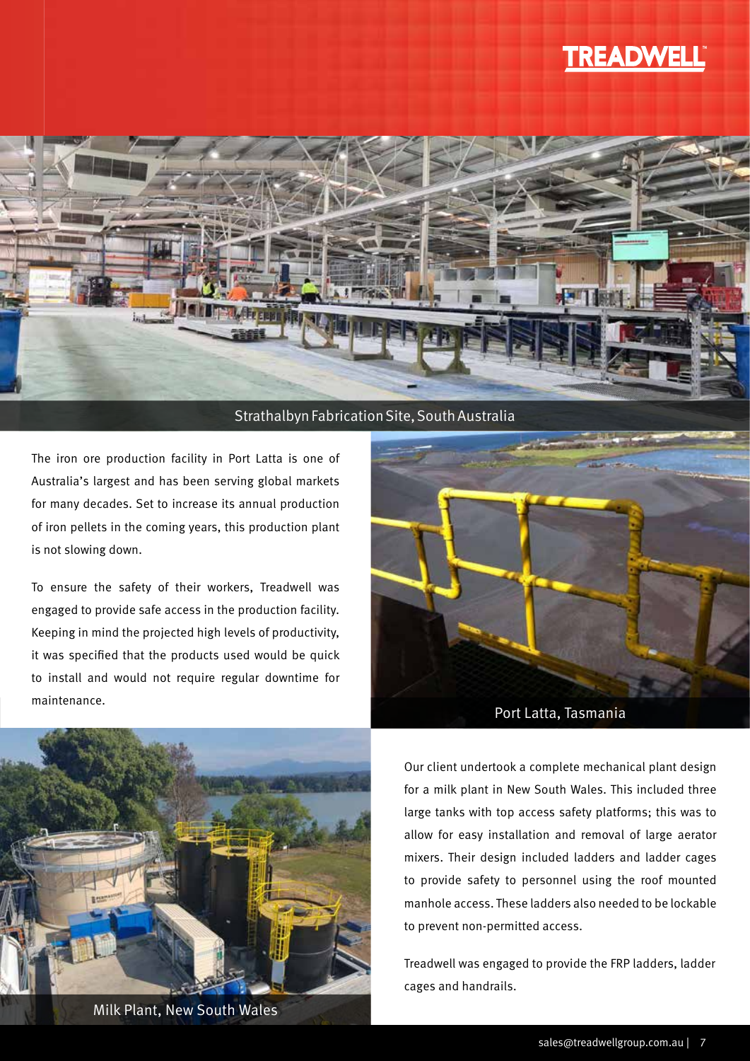Strathalbyn Fabrication Site, South Australia

The iron ore production facility in Port Latta is one of Australia's largest and has been serving global markets for many decades. Set to increase its annual production of iron pellets in the coming years, this production plant is not slowing down.

To ensure the safety of their workers, Treadwell was engaged to provide safe access in the production facility. Keeping in mind the projected high levels of productivity, it was specified that the products used would be quick to install and would not require regular downtime for maintenance.

Port Latta, Tasmania

Our client undertook a complete mechanical plant design for a milk plant in New South Wales. This included three large tanks with top access safety platforms; this was to allow for easy installation and removal of large aerator mixers. Their design included ladders and ladder cages to provide safety to personnel using the roof mounted manhole access. These ladders also needed to be lockable to prevent non-permitted access.

Treadwell was engaged to provide the FRP ladders, ladder cages and handrails.

Milk Plant, New South Wales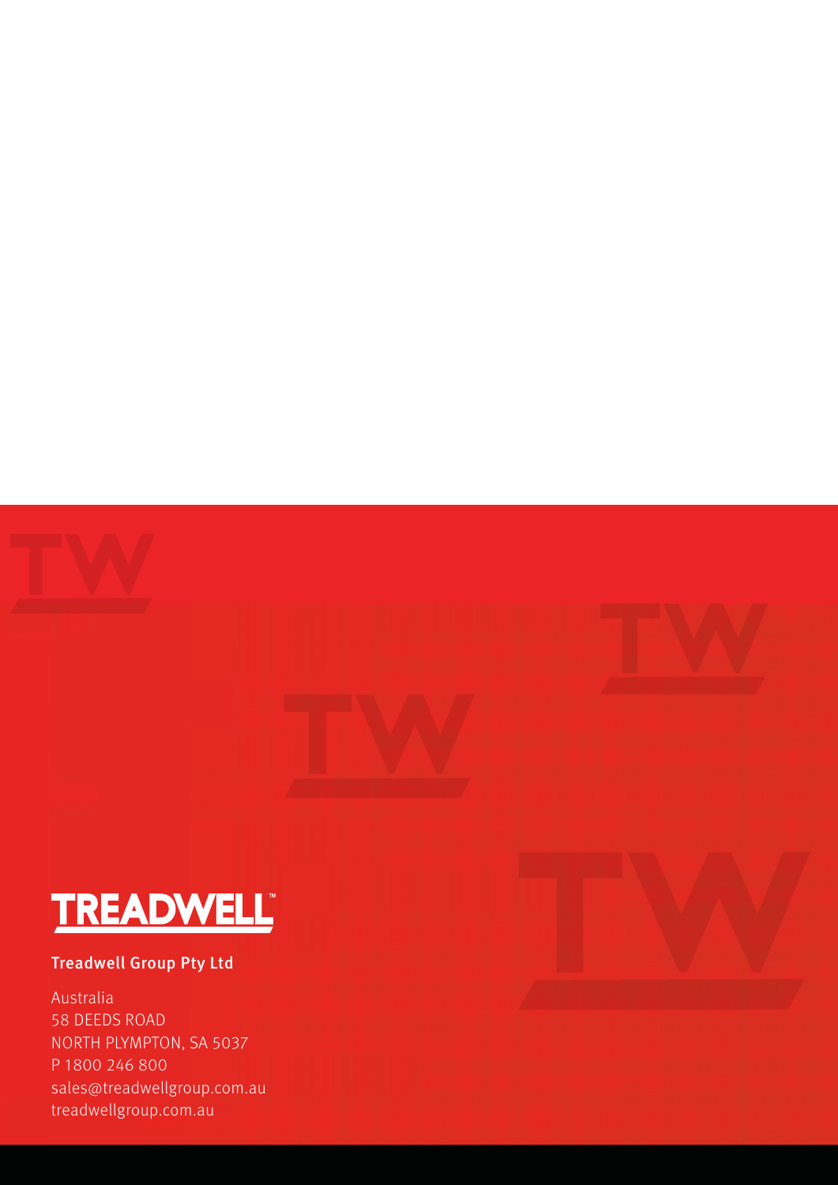TREADWELL™

**Treadwell Group Pty Ltd**

Australia
58 DEEDS ROAD
NORTH PLYMPTON, SA 5037
P 1800 246 800
sales@treadwellgroup.com.au
treadwellgroup.com.au